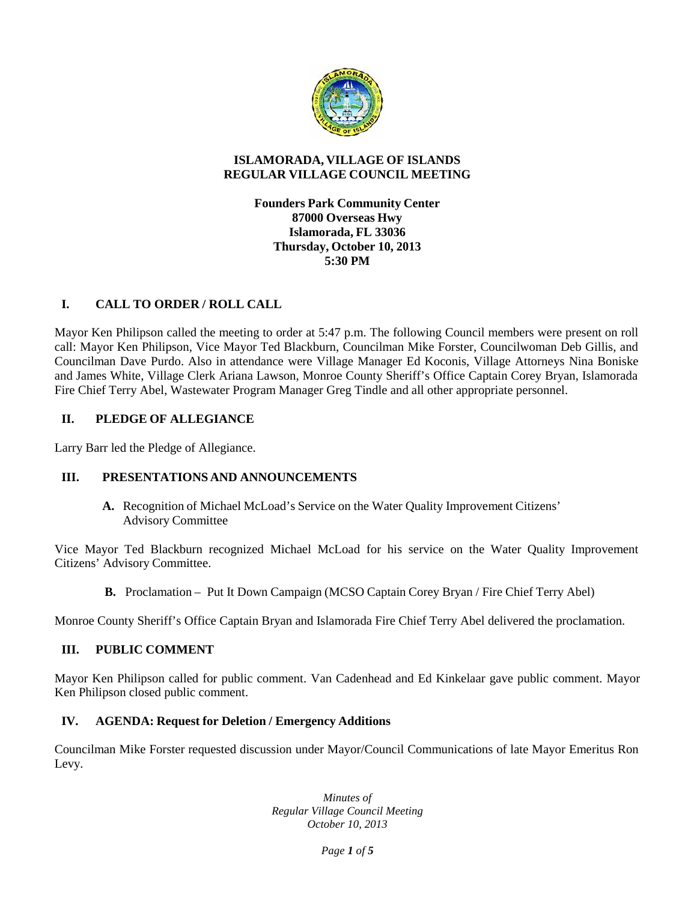# ISLAMORADA, VILLAGE OF ISLANDS
# REGULAR VILLAGE COUNCIL MEETING

**Founders Park Community Center**
**87000 Overseas Hwy**
**Islamorada, FL 33036**
**Thursday, October 10, 2013**
**5:30 PM**

## I. CALL TO ORDER / ROLL CALL

Mayor Ken Philipson called the meeting to order at 5:47 p.m. The following Council members were present on roll call: Mayor Ken Philipson, Vice Mayor Ted Blackburn, Councilman Mike Forster, Councilwoman Deb Gillis, and Councilman Dave Purdo. Also in attendance were Village Manager Ed Koconis, Village Attorneys Nina Boniske and James White, Village Clerk Ariana Lawson, Monroe County Sheriff's Office Captain Corey Bryan, Islamorada Fire Chief Terry Abel, Wastewater Program Manager Greg Tindle and all other appropriate personnel.

## II. PLEDGE OF ALLEGIANCE

Larry Barr led the Pledge of Allegiance.

## III. PRESENTATIONS AND ANNOUNCEMENTS

**A.** Recognition of Michael McLoad's Service on the Water Quality Improvement Citizens' Advisory Committee

Vice Mayor Ted Blackburn recognized Michael McLoad for his service on the Water Quality Improvement Citizens' Advisory Committee.

**B.** Proclamation – Put It Down Campaign (MCSO Captain Corey Bryan / Fire Chief Terry Abel)

Monroe County Sheriff's Office Captain Bryan and Islamorada Fire Chief Terry Abel delivered the proclamation.

## III. PUBLIC COMMENT

Mayor Ken Philipson called for public comment. Van Cadenhead and Ed Kinkelaar gave public comment. Mayor Ken Philipson closed public comment.

## IV. AGENDA: Request for Deletion / Emergency Additions

Councilman Mike Forster requested discussion under Mayor/Council Communications of late Mayor Emeritus Ron Levy.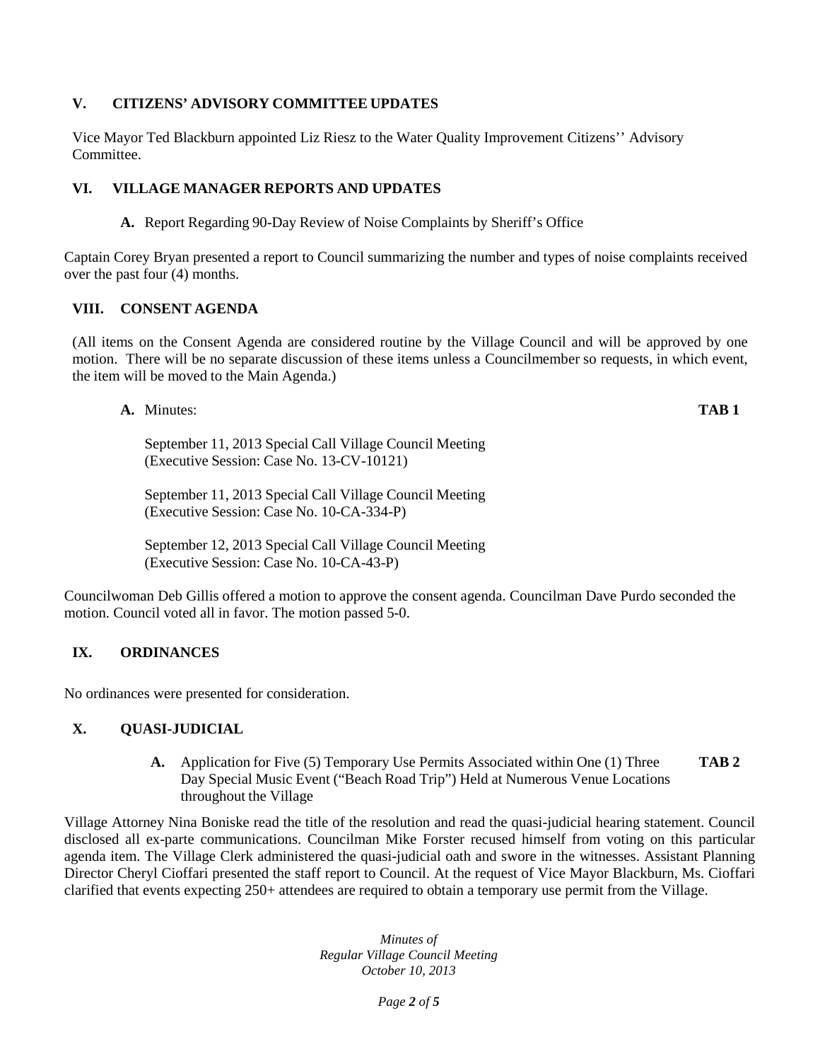## V. CITIZENS' ADVISORY COMMITTEE UPDATES

Vice Mayor Ted Blackburn appointed Liz Riesz to the Water Quality Improvement Citizens'' Advisory Committee.

## VI. VILLAGE MANAGER REPORTS AND UPDATES

**A.** Report Regarding 90-Day Review of Noise Complaints by Sheriff's Office

Captain Corey Bryan presented a report to Council summarizing the number and types of noise complaints received over the past four (4) months.

## VIII. CONSENT AGENDA

(All items on the Consent Agenda are considered routine by the Village Council and will be approved by one motion. There will be no separate discussion of these items unless a Councilmember so requests, in which event, the item will be moved to the Main Agenda.)

**A.** Minutes: **TAB 1**

September 11, 2013 Special Call Village Council Meeting
(Executive Session: Case No. 13-CV-10121)

September 11, 2013 Special Call Village Council Meeting
(Executive Session: Case No. 10-CA-334-P)

September 12, 2013 Special Call Village Council Meeting
(Executive Session: Case No. 10-CA-43-P)

Councilwoman Deb Gillis offered a motion to approve the consent agenda. Councilman Dave Purdo seconded the motion. Council voted all in favor. The motion passed 5-0.

## IX. ORDINANCES

No ordinances were presented for consideration.

## X. QUASI-JUDICIAL

**A.** Application for Five (5) Temporary Use Permits Associated within One (1) Three Day Special Music Event ("Beach Road Trip") Held at Numerous Venue Locations throughout the Village **TAB 2**

Village Attorney Nina Boniske read the title of the resolution and read the quasi-judicial hearing statement. Council disclosed all ex-parte communications. Councilman Mike Forster recused himself from voting on this particular agenda item. The Village Clerk administered the quasi-judicial oath and swore in the witnesses. Assistant Planning Director Cheryl Cioffari presented the staff report to Council. At the request of Vice Mayor Blackburn, Ms. Cioffari clarified that events expecting 250+ attendees are required to obtain a temporary use permit from the Village.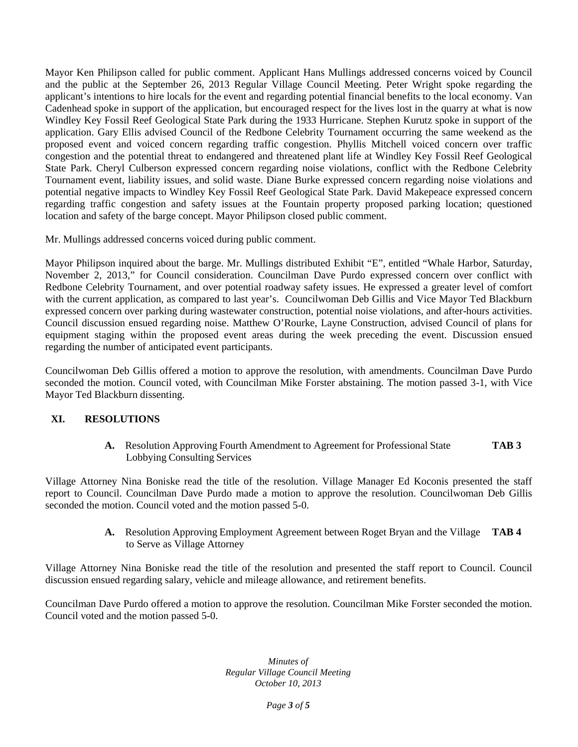Mayor Ken Philipson called for public comment. Applicant Hans Mullings addressed concerns voiced by Council and the public at the September 26, 2013 Regular Village Council Meeting. Peter Wright spoke regarding the applicant's intentions to hire locals for the event and regarding potential financial benefits to the local economy. Van Cadenhead spoke in support of the application, but encouraged respect for the lives lost in the quarry at what is now Windley Key Fossil Reef Geological State Park during the 1933 Hurricane. Stephen Kurutz spoke in support of the application. Gary Ellis advised Council of the Redbone Celebrity Tournament occurring the same weekend as the proposed event and voiced concern regarding traffic congestion. Phyllis Mitchell voiced concern over traffic congestion and the potential threat to endangered and threatened plant life at Windley Key Fossil Reef Geological State Park. Cheryl Culberson expressed concern regarding noise violations, conflict with the Redbone Celebrity Tournament event, liability issues, and solid waste. Diane Burke expressed concern regarding noise violations and potential negative impacts to Windley Key Fossil Reef Geological State Park. David Makepeace expressed concern regarding traffic congestion and safety issues at the Fountain property proposed parking location; questioned location and safety of the barge concept. Mayor Philipson closed public comment.

Mr. Mullings addressed concerns voiced during public comment.

Mayor Philipson inquired about the barge. Mr. Mullings distributed Exhibit "E", entitled "Whale Harbor, Saturday, November 2, 2013," for Council consideration. Councilman Dave Purdo expressed concern over conflict with Redbone Celebrity Tournament, and over potential roadway safety issues. He expressed a greater level of comfort with the current application, as compared to last year's. Councilwoman Deb Gillis and Vice Mayor Ted Blackburn expressed concern over parking during wastewater construction, potential noise violations, and after-hours activities. Council discussion ensued regarding noise. Matthew O'Rourke, Layne Construction, advised Council of plans for equipment staging within the proposed event areas during the week preceding the event. Discussion ensued regarding the number of anticipated event participants.

Councilwoman Deb Gillis offered a motion to approve the resolution, with amendments. Councilman Dave Purdo seconded the motion. Council voted, with Councilman Mike Forster abstaining. The motion passed 3-1, with Vice Mayor Ted Blackburn dissenting.

## XI. RESOLUTIONS

**A.** Resolution Approving Fourth Amendment to Agreement for Professional State Lobbying Consulting Services **TAB 3**

Village Attorney Nina Boniske read the title of the resolution. Village Manager Ed Koconis presented the staff report to Council. Councilman Dave Purdo made a motion to approve the resolution. Councilwoman Deb Gillis seconded the motion. Council voted and the motion passed 5-0.

**A.** Resolution Approving Employment Agreement between Roget Bryan and the Village to Serve as Village Attorney **TAB 4**

Village Attorney Nina Boniske read the title of the resolution and presented the staff report to Council. Council discussion ensued regarding salary, vehicle and mileage allowance, and retirement benefits.

Councilman Dave Purdo offered a motion to approve the resolution. Councilman Mike Forster seconded the motion. Council voted and the motion passed 5-0.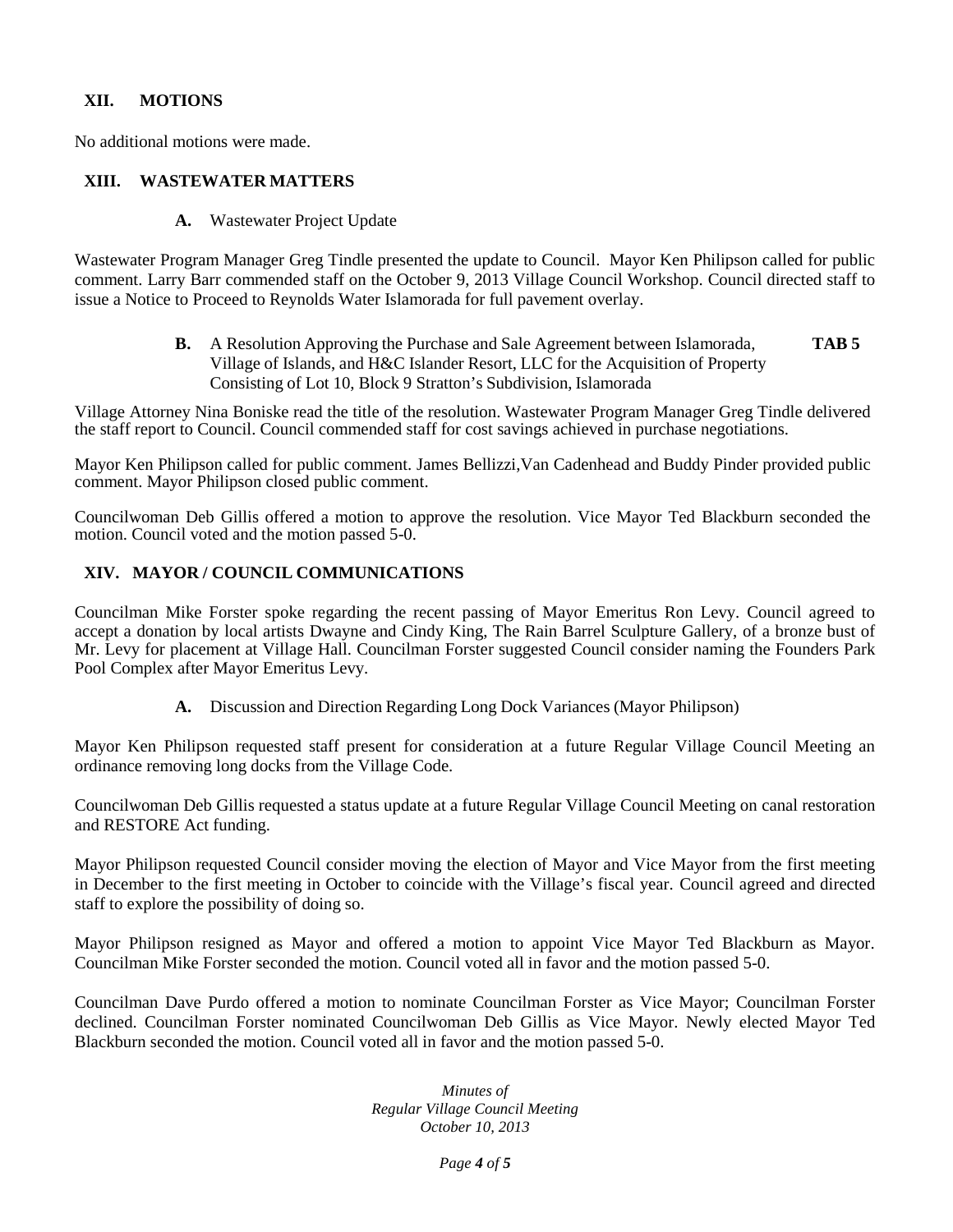## XII. MOTIONS

No additional motions were made.

## XIII. WASTEWATER MATTERS

**A.** Wastewater Project Update

Wastewater Program Manager Greg Tindle presented the update to Council. Mayor Ken Philipson called for public comment. Larry Barr commended staff on the October 9, 2013 Village Council Workshop. Council directed staff to issue a Notice to Proceed to Reynolds Water Islamorada for full pavement overlay.

**B.** A Resolution Approving the Purchase and Sale Agreement between Islamorada, Village of Islands, and H&C Islander Resort, LLC for the Acquisition of Property Consisting of Lot 10, Block 9 Stratton's Subdivision, Islamorada **TAB 5**

Village Attorney Nina Boniske read the title of the resolution. Wastewater Program Manager Greg Tindle delivered the staff report to Council. Council commended staff for cost savings achieved in purchase negotiations.

Mayor Ken Philipson called for public comment. James Bellizzi,Van Cadenhead and Buddy Pinder provided public comment. Mayor Philipson closed public comment.

Councilwoman Deb Gillis offered a motion to approve the resolution. Vice Mayor Ted Blackburn seconded the motion. Council voted and the motion passed 5-0.

## XIV. MAYOR / COUNCIL COMMUNICATIONS

Councilman Mike Forster spoke regarding the recent passing of Mayor Emeritus Ron Levy. Council agreed to accept a donation by local artists Dwayne and Cindy King, The Rain Barrel Sculpture Gallery, of a bronze bust of Mr. Levy for placement at Village Hall. Councilman Forster suggested Council consider naming the Founders Park Pool Complex after Mayor Emeritus Levy.

**A.** Discussion and Direction Regarding Long Dock Variances (Mayor Philipson)

Mayor Ken Philipson requested staff present for consideration at a future Regular Village Council Meeting an ordinance removing long docks from the Village Code.

Councilwoman Deb Gillis requested a status update at a future Regular Village Council Meeting on canal restoration and RESTORE Act funding.

Mayor Philipson requested Council consider moving the election of Mayor and Vice Mayor from the first meeting in December to the first meeting in October to coincide with the Village's fiscal year. Council agreed and directed staff to explore the possibility of doing so.

Mayor Philipson resigned as Mayor and offered a motion to appoint Vice Mayor Ted Blackburn as Mayor. Councilman Mike Forster seconded the motion. Council voted all in favor and the motion passed 5-0.

Councilman Dave Purdo offered a motion to nominate Councilman Forster as Vice Mayor; Councilman Forster declined. Councilman Forster nominated Councilwoman Deb Gillis as Vice Mayor. Newly elected Mayor Ted Blackburn seconded the motion. Council voted all in favor and the motion passed 5-0.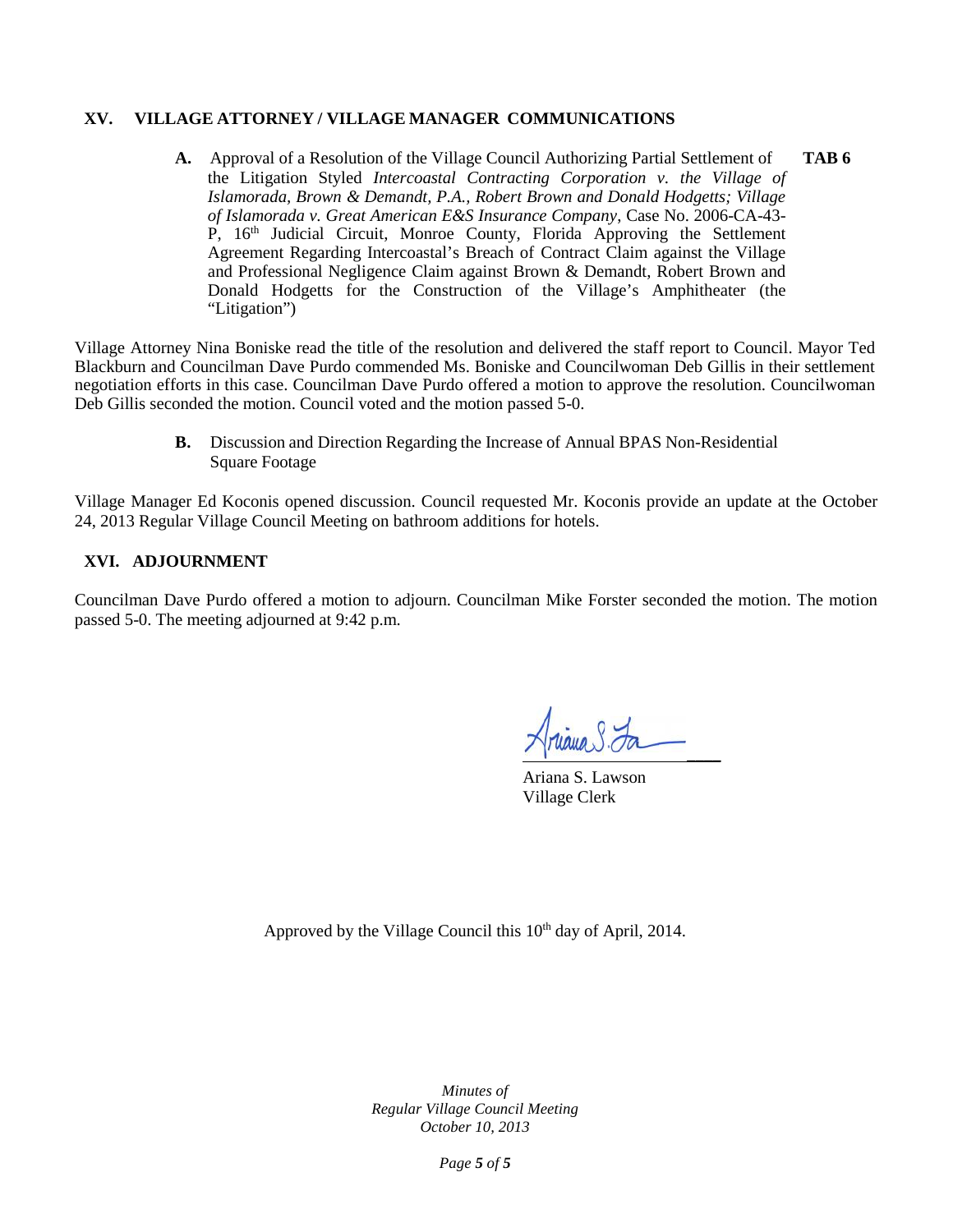## XV. VILLAGE ATTORNEY / VILLAGE MANAGER COMMUNICATIONS

**A.** Approval of a Resolution of the Village Council Authorizing Partial Settlement of the Litigation Styled *Intercoastal Contracting Corporation v. the Village of Islamorada, Brown & Demandt, P.A., Robert Brown and Donald Hodgetts; Village of Islamorada v. Great American E&S Insurance Company*, Case No. 2006-CA-43-P, 16th Judicial Circuit, Monroe County, Florida Approving the Settlement Agreement Regarding Intercoastal's Breach of Contract Claim against the Village and Professional Negligence Claim against Brown & Demandt, Robert Brown and Donald Hodgetts for the Construction of the Village's Amphitheater (the "Litigation") **TAB 6**

Village Attorney Nina Boniske read the title of the resolution and delivered the staff report to Council. Mayor Ted Blackburn and Councilman Dave Purdo commended Ms. Boniske and Councilwoman Deb Gillis in their settlement negotiation efforts in this case. Councilman Dave Purdo offered a motion to approve the resolution. Councilwoman Deb Gillis seconded the motion. Council voted and the motion passed 5-0.

**B.** Discussion and Direction Regarding the Increase of Annual BPAS Non-Residential Square Footage

Village Manager Ed Koconis opened discussion. Council requested Mr. Koconis provide an update at the October 24, 2013 Regular Village Council Meeting on bathroom additions for hotels.

## XVI. ADJOURNMENT

Councilman Dave Purdo offered a motion to adjourn. Councilman Mike Forster seconded the motion. The motion passed 5-0. The meeting adjourned at 9:42 p.m.

Ariana S. Lawson
Village Clerk

Approved by the Village Council this 10th day of April, 2014.